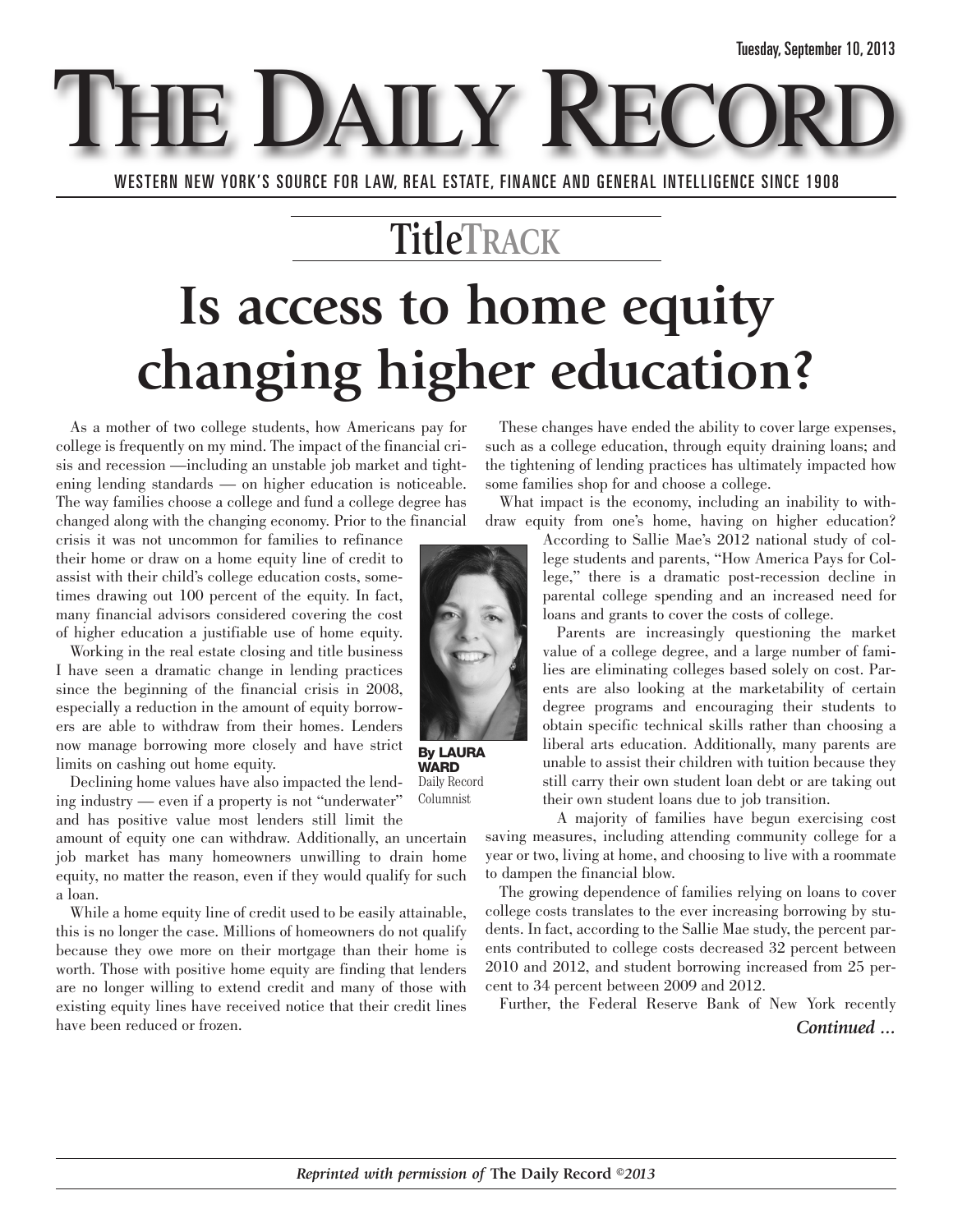Tuesday, September 10, 2013

# THE DAILY RECORD

WESTERN NEW YORK'S SOURCE FOR LAW, REAL ESTATE, FINANCE AND GENERAL INTELLIGENCE SINCE 1908

## TitleTRACK

# Is access to home equity changing higher education?

**By LAURA WARD**
Daily Record Columnist

As a mother of two college students, how Americans pay for college is frequently on my mind. The impact of the financial crisis and recession —including an unstable job market and tightening lending standards — on higher education is noticeable. The way families choose a college and fund a college degree has changed along with the changing economy. Prior to the financial crisis it was not uncommon for families to refinance their home or draw on a home equity line of credit to assist with their child's college education costs, sometimes drawing out 100 percent of the equity. In fact, many financial advisors considered covering the cost of higher education a justifiable use of home equity.

Working in the real estate closing and title business I have seen a dramatic change in lending practices since the beginning of the financial crisis in 2008, especially a reduction in the amount of equity borrowers are able to withdraw from their homes. Lenders now manage borrowing more closely and have strict limits on cashing out home equity.

Declining home values have also impacted the lending industry — even if a property is not "underwater" and has positive value most lenders still limit the amount of equity one can withdraw. Additionally, an uncertain job market has many homeowners unwilling to drain home equity, no matter the reason, even if they would qualify for such a loan.

While a home equity line of credit used to be easily attainable, this is no longer the case. Millions of homeowners do not qualify because they owe more on their mortgage than their home is worth. Those with positive home equity are finding that lenders are no longer willing to extend credit and many of those with existing equity lines have received notice that their credit lines have been reduced or frozen.

These changes have ended the ability to cover large expenses, such as a college education, through equity draining loans; and the tightening of lending practices has ultimately impacted how some families shop for and choose a college.

What impact is the economy, including an inability to withdraw equity from one's home, having on higher education? According to Sallie Mae's 2012 national study of college students and parents, "How America Pays for College," there is a dramatic post-recession decline in parental college spending and an increased need for loans and grants to cover the costs of college.

Parents are increasingly questioning the market value of a college degree, and a large number of families are eliminating colleges based solely on cost. Parents are also looking at the marketability of certain degree programs and encouraging their students to obtain specific technical skills rather than choosing a liberal arts education. Additionally, many parents are unable to assist their children with tuition because they still carry their own student loan debt or are taking out their own student loans due to job transition.

A majority of families have begun exercising cost saving measures, including attending community college for a year or two, living at home, and choosing to live with a roommate to dampen the financial blow.

The growing dependence of families relying on loans to cover college costs translates to the ever increasing borrowing by students. In fact, according to the Sallie Mae study, the percent parents contributed to college costs decreased 32 percent between 2010 and 2012, and student borrowing increased from 25 percent to 34 percent between 2009 and 2012.

Further, the Federal Reserve Bank of New York recently

*Continued ...*

*Reprinted with permission of* **The Daily Record** *©2013*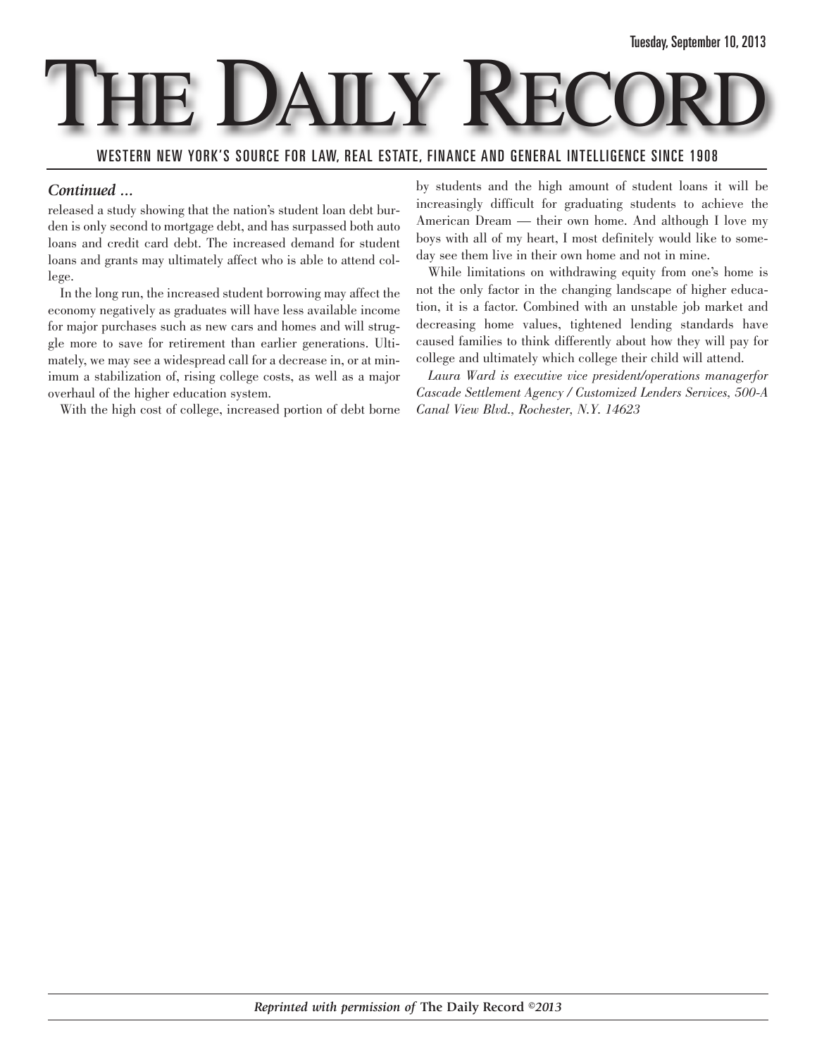*Continued ...*

released a study showing that the nation's student loan debt burden is only second to mortgage debt, and has surpassed both auto loans and credit card debt. The increased demand for student loans and grants may ultimately affect who is able to attend college.

In the long run, the increased student borrowing may affect the economy negatively as graduates will have less available income for major purchases such as new cars and homes and will struggle more to save for retirement than earlier generations. Ultimately, we may see a widespread call for a decrease in, or at minimum a stabilization of, rising college costs, as well as a major overhaul of the higher education system.

With the high cost of college, increased portion of debt borne by students and the high amount of student loans it will be increasingly difficult for graduating students to achieve the American Dream — their own home. And although I love my boys with all of my heart, I most definitely would like to someday see them live in their own home and not in mine.

While limitations on withdrawing equity from one's home is not the only factor in the changing landscape of higher education, it is a factor. Combined with an unstable job market and decreasing home values, tightened lending standards have caused families to think differently about how they will pay for college and ultimately which college their child will attend.

*Laura Ward is executive vice president/operations managerfor Cascade Settlement Agency / Customized Lenders Services, 500-A Canal View Blvd., Rochester, N.Y. 14623*

*Reprinted with permission of* **The Daily Record** *©2013*